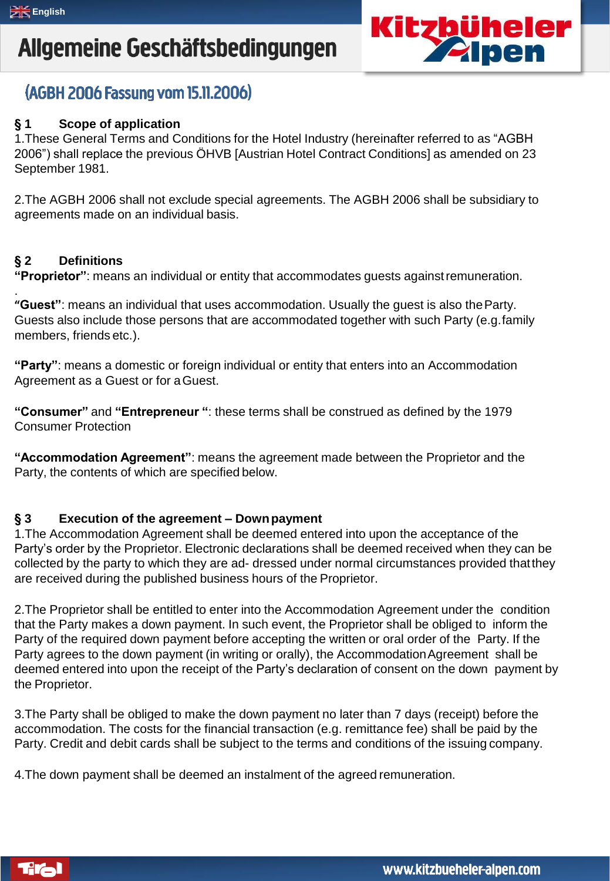# Allgemeine Geschäftsbedingungen

## (AGBH 2006 Fassung vom 15.11.2006)

### § 1 Scope of application

1.These General Terms and Conditions for the Hotel Industry (hereinafter referred to as “AGBH 2006”) shall replace the previous ÖHVB [Austrian Hotel Contract Conditions] as amended on 23 September 1981.

2.The AGBH 2006 shall not exclude special agreements. The AGBH 2006 shall be subsidiary to agreements made on an individual basis.

### § 2 Definitions

**“Proprietor”**: means an individual or entity that accommodates guests against remuneration.

.

**“Guest”**: means an individual that uses accommodation. Usually the guest is also the Party. Guests also include those persons that are accommodated together with such Party (e.g.family members, friends etc.).

**“Party”**: means a domestic or foreign individual or entity that enters into an Accommodation Agreement as a Guest or for a Guest.

**“Consumer”** and **“Entrepreneur “**: these terms shall be construed as defined by the 1979 Consumer Protection

**“Accommodation Agreement”**: means the agreement made between the Proprietor and the Party, the contents of which are specified below.

### § 3 Execution of the agreement – Down payment

1.The Accommodation Agreement shall be deemed entered into upon the acceptance of the Party’s order by the Proprietor. Electronic declarations shall be deemed received when they can be collected by the party to which they are ad- dressed under normal circumstances provided that they are received during the published business hours of the Proprietor.

2.The Proprietor shall be entitled to enter into the Accommodation Agreement under the condition that the Party makes a down payment. In such event, the Proprietor shall be obliged to inform the Party of the required down payment before accepting the written or oral order of the Party. If the Party agrees to the down payment (in writing or orally), the Accommodation Agreement shall be deemed entered into upon the receipt of the Party’s declaration of consent on the down payment by the Proprietor.

3.The Party shall be obliged to make the down payment no later than 7 days (receipt) before the accommodation. The costs for the financial transaction (e.g. remittance fee) shall be paid by the Party. Credit and debit cards shall be subject to the terms and conditions of the issuing company.

4.The down payment shall be deemed an instalment of the agreed remuneration.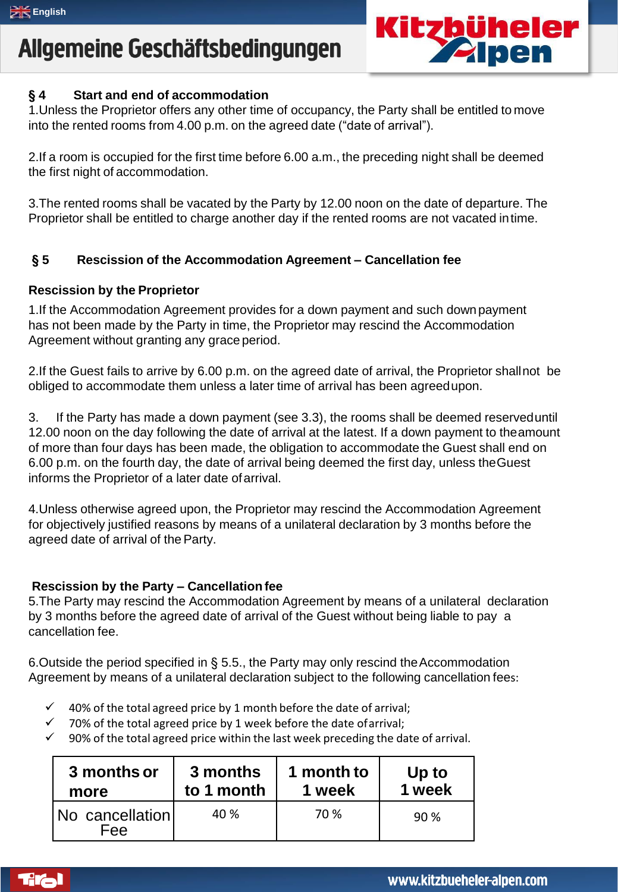## § 4 Start and end of accommodation

1.Unless the Proprietor offers any other time of occupancy, the Party shall be entitled to move into the rented rooms from 4.00 p.m. on the agreed date ("date of arrival").

2.If a room is occupied for the first time before 6.00 a.m., the preceding night shall be deemed the first night of accommodation.

3.The rented rooms shall be vacated by the Party by 12.00 noon on the date of departure. The Proprietor shall be entitled to charge another day if the rented rooms are not vacated in time.

## § 5 Rescission of the Accommodation Agreement – Cancellation fee

**Rescission by the Proprietor**

1.If the Accommodation Agreement provides for a down payment and such down payment has not been made by the Party in time, the Proprietor may rescind the Accommodation Agreement without granting any grace period.

2.If the Guest fails to arrive by 6.00 p.m. on the agreed date of arrival, the Proprietor shall not be obliged to accommodate them unless a later time of arrival has been agreed upon.

3. If the Party has made a down payment (see 3.3), the rooms shall be deemed reserved until 12.00 noon on the day following the date of arrival at the latest. If a down payment to the amount of more than four days has been made, the obligation to accommodate the Guest shall end on 6.00 p.m. on the fourth day, the date of arrival being deemed the first day, unless the Guest informs the Proprietor of a later date of arrival.

4.Unless otherwise agreed upon, the Proprietor may rescind the Accommodation Agreement for objectively justified reasons by means of a unilateral declaration by 3 months before the agreed date of arrival of the Party.

**Rescission by the Party – Cancellation fee**

5.The Party may rescind the Accommodation Agreement by means of a unilateral declaration by 3 months before the agreed date of arrival of the Guest without being liable to pay a cancellation fee.

6.Outside the period specified in § 5.5., the Party may only rescind the Accommodation Agreement by means of a unilateral declaration subject to the following cancellation fees:

- ✓ 40% of the total agreed price by 1 month before the date of arrival;
- ✓ 70% of the total agreed price by 1 week before the date of arrival;
- ✓ 90% of the total agreed price within the last week preceding the date of arrival.

| 3 months or more | 3 months to 1 month | 1 month to 1 week | Up to 1 week |
|---|---|---|---|
| No cancellation Fee | 40 % | 70 % | 90 % |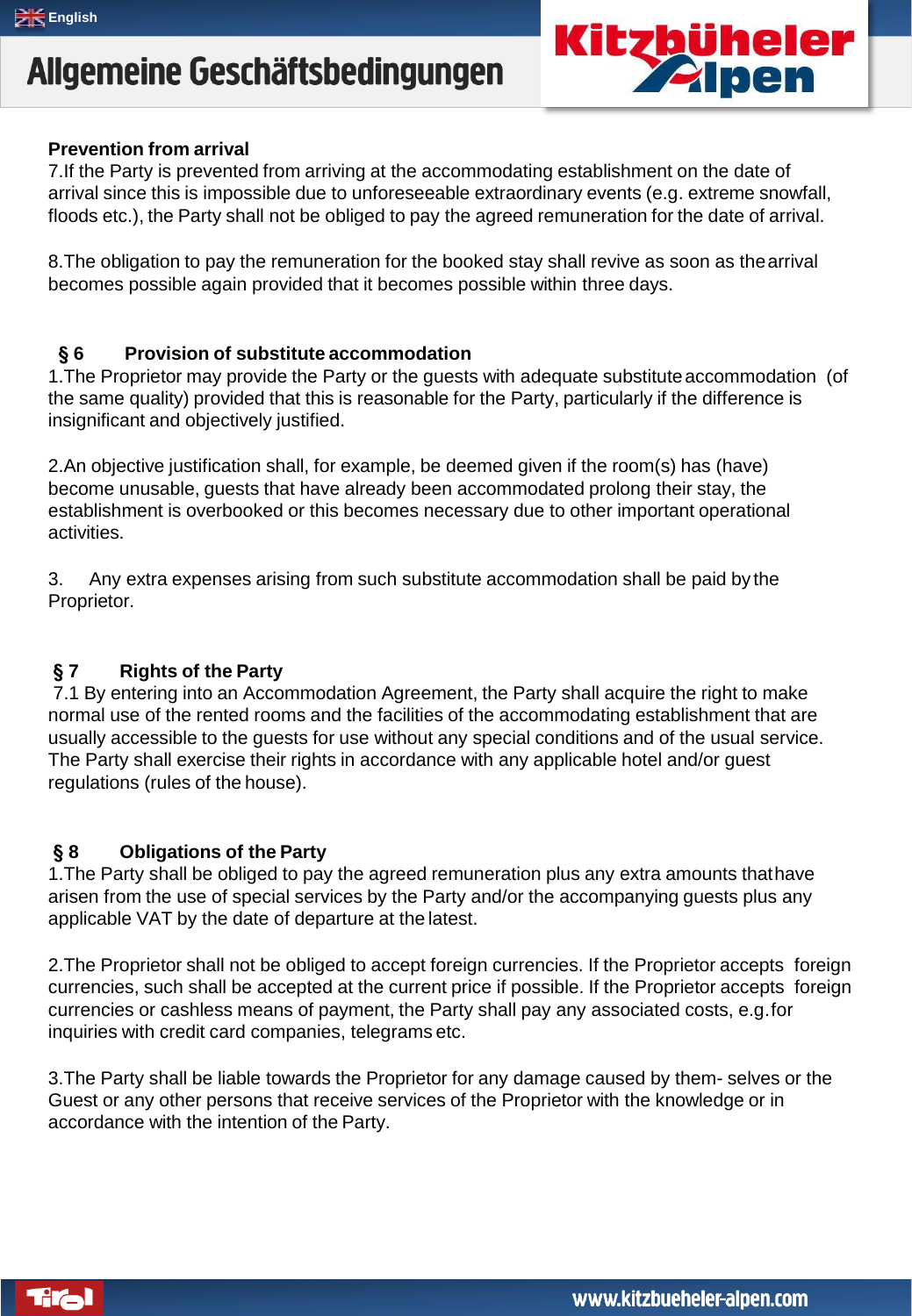**Prevention from arrival**

7.If the Party is prevented from arriving at the accommodating establishment on the date of arrival since this is impossible due to unforeseeable extraordinary events (e.g. extreme snowfall, floods etc.), the Party shall not be obliged to pay the agreed remuneration for the date of arrival.

8.The obligation to pay the remuneration for the booked stay shall revive as soon as the arrival becomes possible again provided that it becomes possible within three days.

## § 6 Provision of substitute accommodation

1.The Proprietor may provide the Party or the guests with adequate substitute accommodation (of the same quality) provided that this is reasonable for the Party, particularly if the difference is insignificant and objectively justified.

2.An objective justification shall, for example, be deemed given if the room(s) has (have) become unusable, guests that have already been accommodated prolong their stay, the establishment is overbooked or this becomes necessary due to other important operational activities.

3. Any extra expenses arising from such substitute accommodation shall be paid by the Proprietor.

## § 7 Rights of the Party

7.1 By entering into an Accommodation Agreement, the Party shall acquire the right to make normal use of the rented rooms and the facilities of the accommodating establishment that are usually accessible to the guests for use without any special conditions and of the usual service. The Party shall exercise their rights in accordance with any applicable hotel and/or guest regulations (rules of the house).

## § 8 Obligations of the Party

1.The Party shall be obliged to pay the agreed remuneration plus any extra amounts that have arisen from the use of special services by the Party and/or the accompanying guests plus any applicable VAT by the date of departure at the latest.

2.The Proprietor shall not be obliged to accept foreign currencies. If the Proprietor accepts foreign currencies, such shall be accepted at the current price if possible. If the Proprietor accepts foreign currencies or cashless means of payment, the Party shall pay any associated costs, e.g.for inquiries with credit card companies, telegrams etc.

3.The Party shall be liable towards the Proprietor for any damage caused by them- selves or the Guest or any other persons that receive services of the Proprietor with the knowledge or in accordance with the intention of the Party.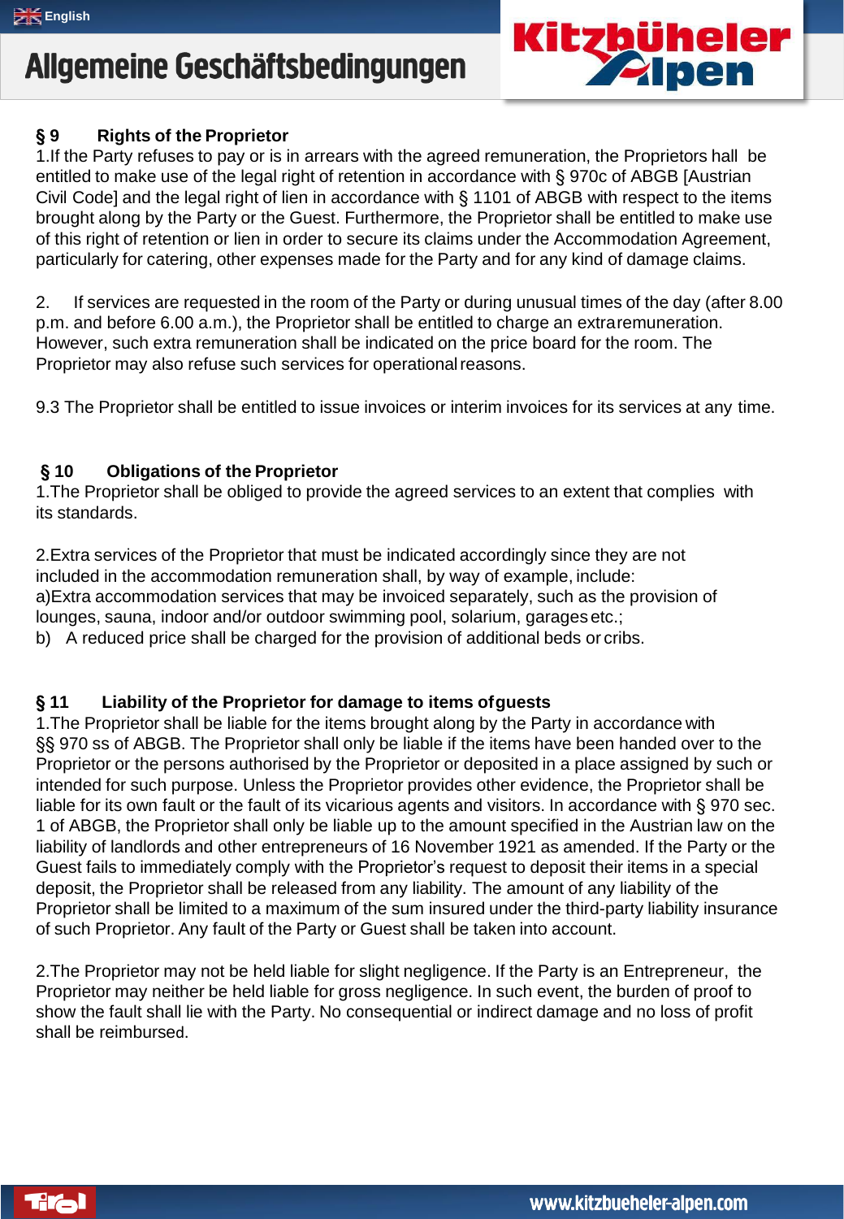## § 9 Rights of the Proprietor

1.If the Party refuses to pay or is in arrears with the agreed remuneration, the Proprietors hall be entitled to make use of the legal right of retention in accordance with § 970c of ABGB [Austrian Civil Code] and the legal right of lien in accordance with § 1101 of ABGB with respect to the items brought along by the Party or the Guest. Furthermore, the Proprietor shall be entitled to make use of this right of retention or lien in order to secure its claims under the Accommodation Agreement, particularly for catering, other expenses made for the Party and for any kind of damage claims.

2. If services are requested in the room of the Party or during unusual times of the day (after 8.00 p.m. and before 6.00 a.m.), the Proprietor shall be entitled to charge an extraremuneration. However, such extra remuneration shall be indicated on the price board for the room. The Proprietor may also refuse such services for operational reasons.

9.3 The Proprietor shall be entitled to issue invoices or interim invoices for its services at any time.

## § 10 Obligations of the Proprietor

1.The Proprietor shall be obliged to provide the agreed services to an extent that complies with its standards.

2.Extra services of the Proprietor that must be indicated accordingly since they are not included in the accommodation remuneration shall, by way of example, include:
a)Extra accommodation services that may be invoiced separately, such as the provision of lounges, sauna, indoor and/or outdoor swimming pool, solarium, garages etc.;
b) A reduced price shall be charged for the provision of additional beds or cribs.

## § 11 Liability of the Proprietor for damage to items of guests

1.The Proprietor shall be liable for the items brought along by the Party in accordance with §§ 970 ss of ABGB. The Proprietor shall only be liable if the items have been handed over to the Proprietor or the persons authorised by the Proprietor or deposited in a place assigned by such or intended for such purpose. Unless the Proprietor provides other evidence, the Proprietor shall be liable for its own fault or the fault of its vicarious agents and visitors. In accordance with § 970 sec. 1 of ABGB, the Proprietor shall only be liable up to the amount specified in the Austrian law on the liability of landlords and other entrepreneurs of 16 November 1921 as amended. If the Party or the Guest fails to immediately comply with the Proprietor's request to deposit their items in a special deposit, the Proprietor shall be released from any liability. The amount of any liability of the Proprietor shall be limited to a maximum of the sum insured under the third-party liability insurance of such Proprietor. Any fault of the Party or Guest shall be taken into account.

2.The Proprietor may not be held liable for slight negligence. If the Party is an Entrepreneur, the Proprietor may neither be held liable for gross negligence. In such event, the burden of proof to show the fault shall lie with the Party. No consequential or indirect damage and no loss of profit shall be reimbursed.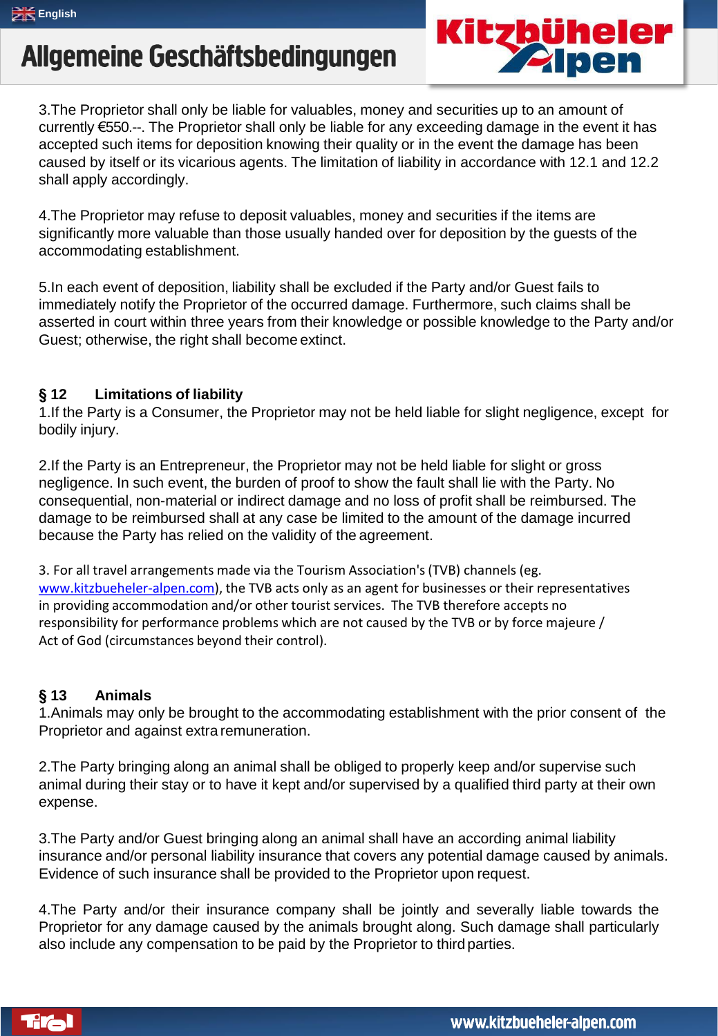3.The Proprietor shall only be liable for valuables, money and securities up to an amount of currently €550.--. The Proprietor shall only be liable for any exceeding damage in the event it has accepted such items for deposition knowing their quality or in the event the damage has been caused by itself or its vicarious agents. The limitation of liability in accordance with 12.1 and 12.2 shall apply accordingly.

4.The Proprietor may refuse to deposit valuables, money and securities if the items are significantly more valuable than those usually handed over for deposition by the guests of the accommodating establishment.

5.In each event of deposition, liability shall be excluded if the Party and/or Guest fails to immediately notify the Proprietor of the occurred damage. Furthermore, such claims shall be asserted in court within three years from their knowledge or possible knowledge to the Party and/or Guest; otherwise, the right shall become extinct.

## § 12 Limitations of liability

1.If the Party is a Consumer, the Proprietor may not be held liable for slight negligence, except for bodily injury.

2.If the Party is an Entrepreneur, the Proprietor may not be held liable for slight or gross negligence. In such event, the burden of proof to show the fault shall lie with the Party. No consequential, non-material or indirect damage and no loss of profit shall be reimbursed. The damage to be reimbursed shall at any case be limited to the amount of the damage incurred because the Party has relied on the validity of the agreement.

3. For all travel arrangements made via the Tourism Association's (TVB) channels (eg. www.kitzbueheler-alpen.com), the TVB acts only as an agent for businesses or their representatives in providing accommodation and/or other tourist services. The TVB therefore accepts no responsibility for performance problems which are not caused by the TVB or by force majeure / Act of God (circumstances beyond their control).

## § 13 Animals

1.Animals may only be brought to the accommodating establishment with the prior consent of the Proprietor and against extra remuneration.

2.The Party bringing along an animal shall be obliged to properly keep and/or supervise such animal during their stay or to have it kept and/or supervised by a qualified third party at their own expense.

3.The Party and/or Guest bringing along an animal shall have an according animal liability insurance and/or personal liability insurance that covers any potential damage caused by animals. Evidence of such insurance shall be provided to the Proprietor upon request.

4.The Party and/or their insurance company shall be jointly and severally liable towards the Proprietor for any damage caused by the animals brought along. Such damage shall particularly also include any compensation to be paid by the Proprietor to third parties.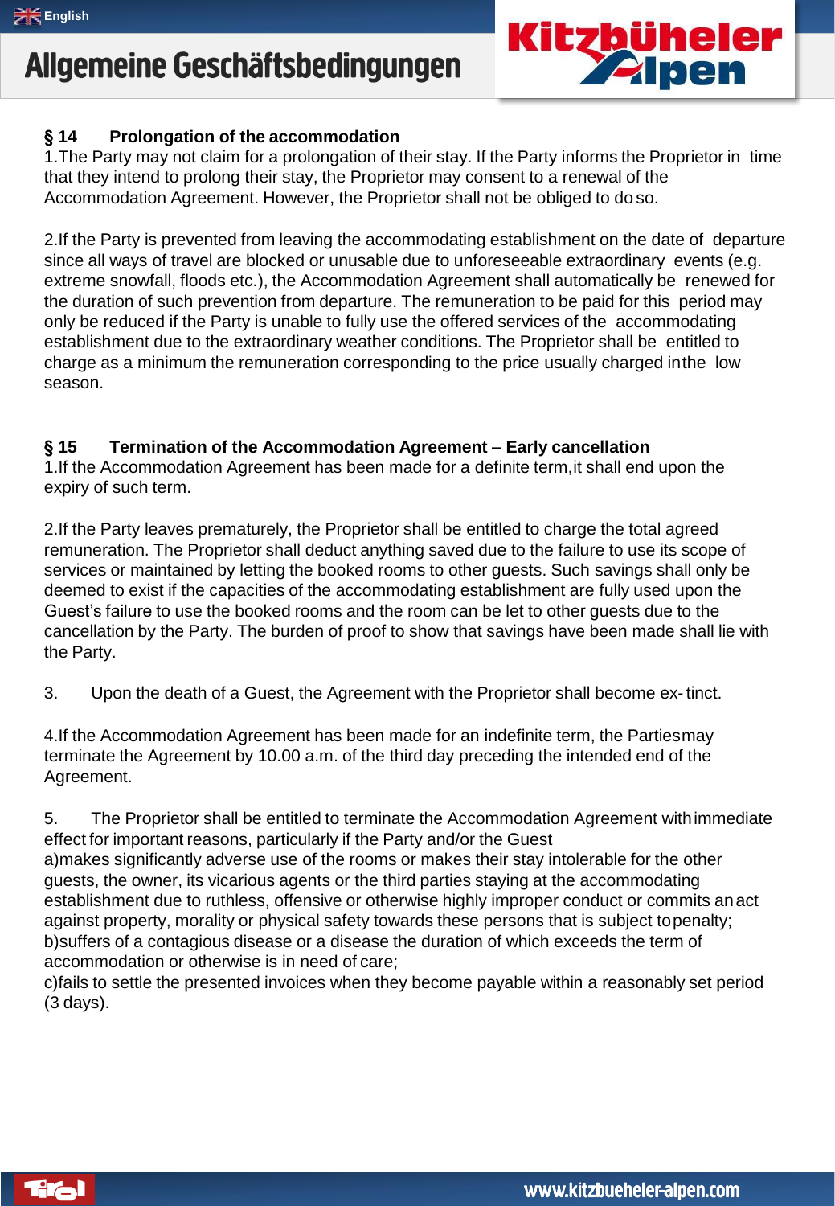## § 14 Prolongation of the accommodation

1.The Party may not claim for a prolongation of their stay. If the Party informs the Proprietor in time that they intend to prolong their stay, the Proprietor may consent to a renewal of the Accommodation Agreement. However, the Proprietor shall not be obliged to do so.

2.If the Party is prevented from leaving the accommodating establishment on the date of departure since all ways of travel are blocked or unusable due to unforeseeable extraordinary events (e.g. extreme snowfall, floods etc.), the Accommodation Agreement shall automatically be renewed for the duration of such prevention from departure. The remuneration to be paid for this period may only be reduced if the Party is unable to fully use the offered services of the accommodating establishment due to the extraordinary weather conditions. The Proprietor shall be entitled to charge as a minimum the remuneration corresponding to the price usually charged in the low season.

## § 15 Termination of the Accommodation Agreement – Early cancellation

1.If the Accommodation Agreement has been made for a definite term, it shall end upon the expiry of such term.

2.If the Party leaves prematurely, the Proprietor shall be entitled to charge the total agreed remuneration. The Proprietor shall deduct anything saved due to the failure to use its scope of services or maintained by letting the booked rooms to other guests. Such savings shall only be deemed to exist if the capacities of the accommodating establishment are fully used upon the Guest's failure to use the booked rooms and the room can be let to other guests due to the cancellation by the Party. The burden of proof to show that savings have been made shall lie with the Party.

3. Upon the death of a Guest, the Agreement with the Proprietor shall become ex- tinct.

4.If the Accommodation Agreement has been made for an indefinite term, the Parties may terminate the Agreement by 10.00 a.m. of the third day preceding the intended end of the Agreement.

5. The Proprietor shall be entitled to terminate the Accommodation Agreement with immediate effect for important reasons, particularly if the Party and/or the Guest

a)makes significantly adverse use of the rooms or makes their stay intolerable for the other guests, the owner, its vicarious agents or the third parties staying at the accommodating establishment due to ruthless, offensive or otherwise highly improper conduct or commits an act against property, morality or physical safety towards these persons that is subject to penalty;

b)suffers of a contagious disease or a disease the duration of which exceeds the term of accommodation or otherwise is in need of care;

c)fails to settle the presented invoices when they become payable within a reasonably set period (3 days).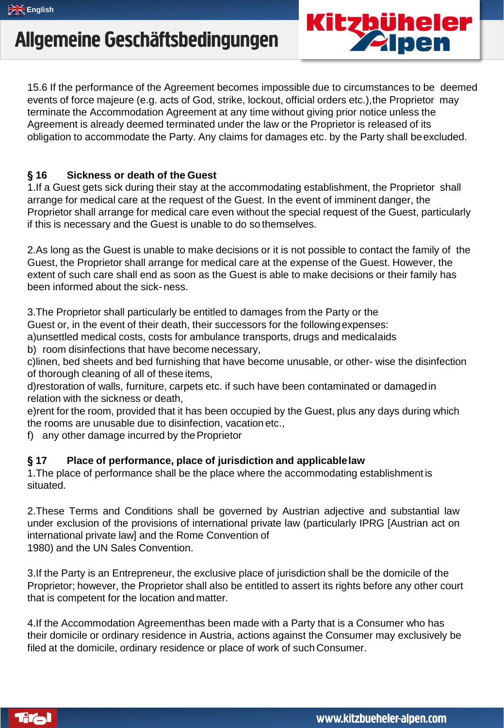15.6 If the performance of the Agreement becomes impossible due to circumstances to be deemed events of force majeure (e.g. acts of God, strike, lockout, official orders etc.),the Proprietor may terminate the Accommodation Agreement at any time without giving prior notice unless the Agreement is already deemed terminated under the law or the Proprietor is released of its obligation to accommodate the Party. Any claims for damages etc. by the Party shall be excluded.

## § 16 Sickness or death of the Guest

1.If a Guest gets sick during their stay at the accommodating establishment, the Proprietor shall arrange for medical care at the request of the Guest. In the event of imminent danger, the Proprietor shall arrange for medical care even without the special request of the Guest, particularly if this is necessary and the Guest is unable to do so themselves.

2.As long as the Guest is unable to make decisions or it is not possible to contact the family of the Guest, the Proprietor shall arrange for medical care at the expense of the Guest. However, the extent of such care shall end as soon as the Guest is able to make decisions or their family has been informed about the sick- ness.

3.The Proprietor shall particularly be entitled to damages from the Party or the Guest or, in the event of their death, their successors for the following expenses:
a)unsettled medical costs, costs for ambulance transports, drugs and medical aids
b) room disinfections that have become necessary,
c)linen, bed sheets and bed furnishing that have become unusable, or other- wise the disinfection of thorough cleaning of all of these items,
d)restoration of walls, furniture, carpets etc. if such have been contaminated or damaged in relation with the sickness or death,
e)rent for the room, provided that it has been occupied by the Guest, plus any days during which the rooms are unusable due to disinfection, vacation etc.,
f) any other damage incurred by the Proprietor

## § 17 Place of performance, place of jurisdiction and applicable law

1.The place of performance shall be the place where the accommodating establishment is situated.

2.These Terms and Conditions shall be governed by Austrian adjective and substantial law under exclusion of the provisions of international private law (particularly IPRG [Austrian act on international private law] and the Rome Convention of 1980) and the UN Sales Convention.

3.If the Party is an Entrepreneur, the exclusive place of jurisdiction shall be the domicile of the Proprietor; however, the Proprietor shall also be entitled to assert its rights before any other court that is competent for the location and matter.

4.If the Accommodation Agreementhas been made with a Party that is a Consumer who has their domicile or ordinary residence in Austria, actions against the Consumer may exclusively be filed at the domicile, ordinary residence or place of work of such Consumer.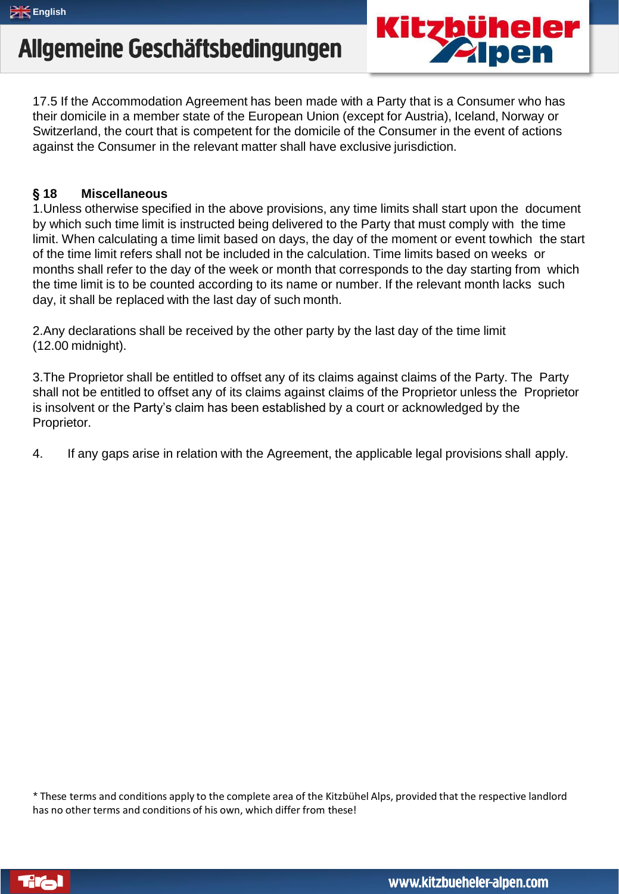17.5 If the Accommodation Agreement has been made with a Party that is a Consumer who has their domicile in a member state of the European Union (except for Austria), Iceland, Norway or Switzerland, the court that is competent for the domicile of the Consumer in the event of actions against the Consumer in the relevant matter shall have exclusive jurisdiction.

## § 18 Miscellaneous

1.Unless otherwise specified in the above provisions, any time limits shall start upon the document by which such time limit is instructed being delivered to the Party that must comply with the time limit. When calculating a time limit based on days, the day of the moment or event towhich the start of the time limit refers shall not be included in the calculation. Time limits based on weeks or months shall refer to the day of the week or month that corresponds to the day starting from which the time limit is to be counted according to its name or number. If the relevant month lacks such day, it shall be replaced with the last day of such month.

2.Any declarations shall be received by the other party by the last day of the time limit (12.00 midnight).

3.The Proprietor shall be entitled to offset any of its claims against claims of the Party. The Party shall not be entitled to offset any of its claims against claims of the Proprietor unless the Proprietor is insolvent or the Party's claim has been established by a court or acknowledged by the Proprietor.

4. If any gaps arise in relation with the Agreement, the applicable legal provisions shall apply.

* These terms and conditions apply to the complete area of the Kitzbühel Alps, provided that the respective landlord has no other terms and conditions of his own, which differ from these!